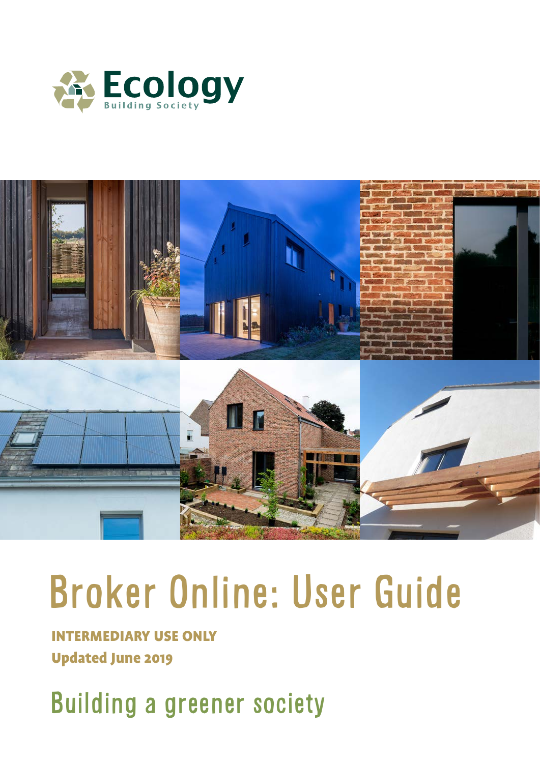Ecology

Building Society

# Broker Online: User Guide

**INTERMEDIARY USE ONLY**

**Updated June 2019**

## Building a greener society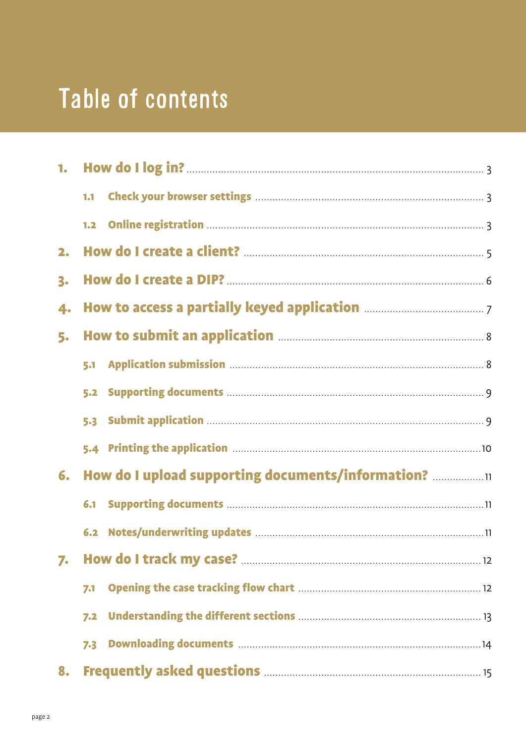# Table of contents

1. **How do I log in?** ..... 3
   - 1.1 **Check your browser settings** ..... 3
   - 1.2 **Online registration** ..... 3
2. **How do I create a client?** ..... 5
3. **How do I create a DIP?** ..... 6
4. **How to access a partially keyed application** ..... 7
5. **How to submit an application** ..... 8
   - 5.1 **Application submission** ..... 8
   - 5.2 **Supporting documents** ..... 9
   - 5.3 **Submit application** ..... 9
   - 5.4 **Printing the application** ..... 10
6. **How do I upload supporting documents/information?** ..... 11
   - 6.1 **Supporting documents** ..... 11
   - 6.2 **Notes/underwriting updates** ..... 11
7. **How do I track my case?** ..... 12
   - 7.1 **Opening the case tracking flow chart** ..... 12
   - 7.2 **Understanding the different sections** ..... 13
   - 7.3 **Downloading documents** ..... 14
8. **Frequently asked questions** ..... 15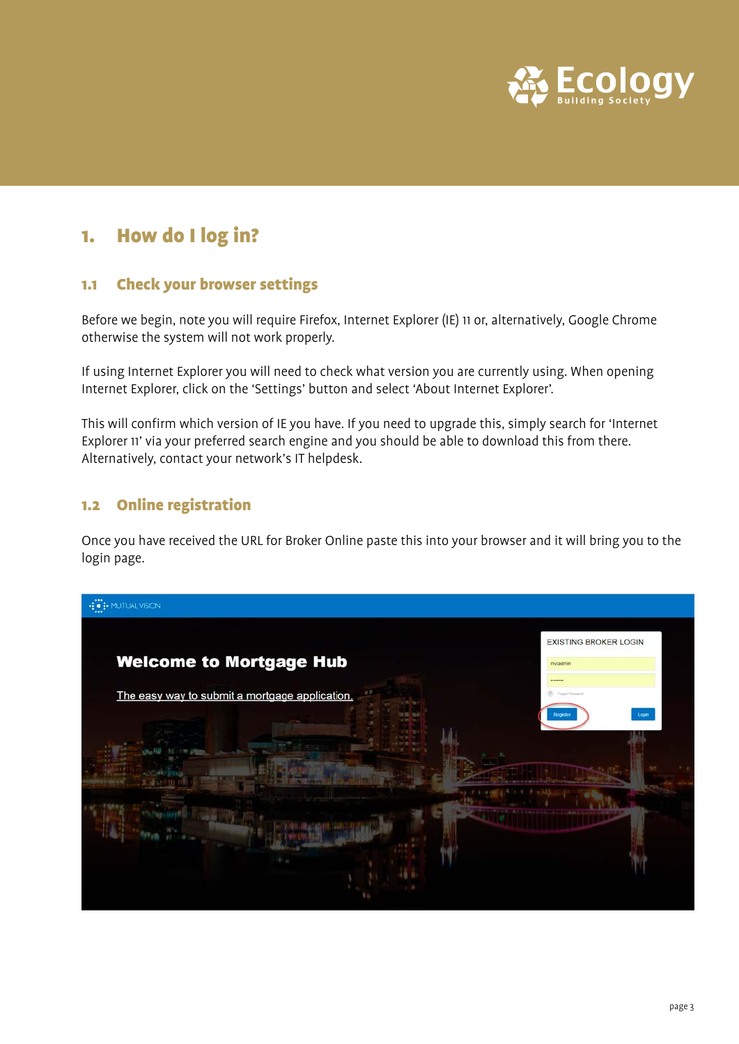# 1. How do I log in?

## 1.1 Check your browser settings

Before we begin, note you will require Firefox, Internet Explorer (IE) 11 or, alternatively, Google Chrome otherwise the system will not work properly.

If using Internet Explorer you will need to check what version you are currently using. When opening Internet Explorer, click on the 'Settings' button and select 'About Internet Explorer'.

This will confirm which version of IE you have. If you need to upgrade this, simply search for 'Internet Explorer 11' via your preferred search engine and you should be able to download this from there. Alternatively, contact your network's IT helpdesk.

## 1.2 Online registration

Once you have received the URL for Broker Online paste this into your browser and it will bring you to the login page.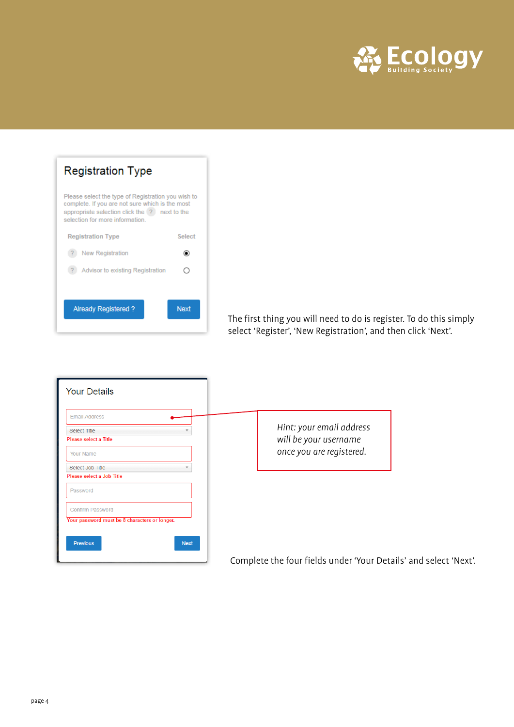## Registration Type

Please select the type of Registration you wish to complete. If you are not sure which is the most appropriate selection click the ? next to the selection for more information.

| Registration Type | Select |
| --- | --- |
| New Registration | ◉ |
| Advisor to existing Registration | ○ |

Already Registered ? | Next

The first thing you will need to do is register. To do this simply select 'Register', 'New Registration', and then click 'Next'.

## Your Details

- Email Address
- Select Title — Please select a Title
- Your Name
- Select Job Title — Please select a Job Title
- Password
- Confirm Password — Your password must be 8 characters or longer.

Previous | Next

*Hint: your email address will be your username once you are registered.*

Complete the four fields under 'Your Details' and select 'Next'.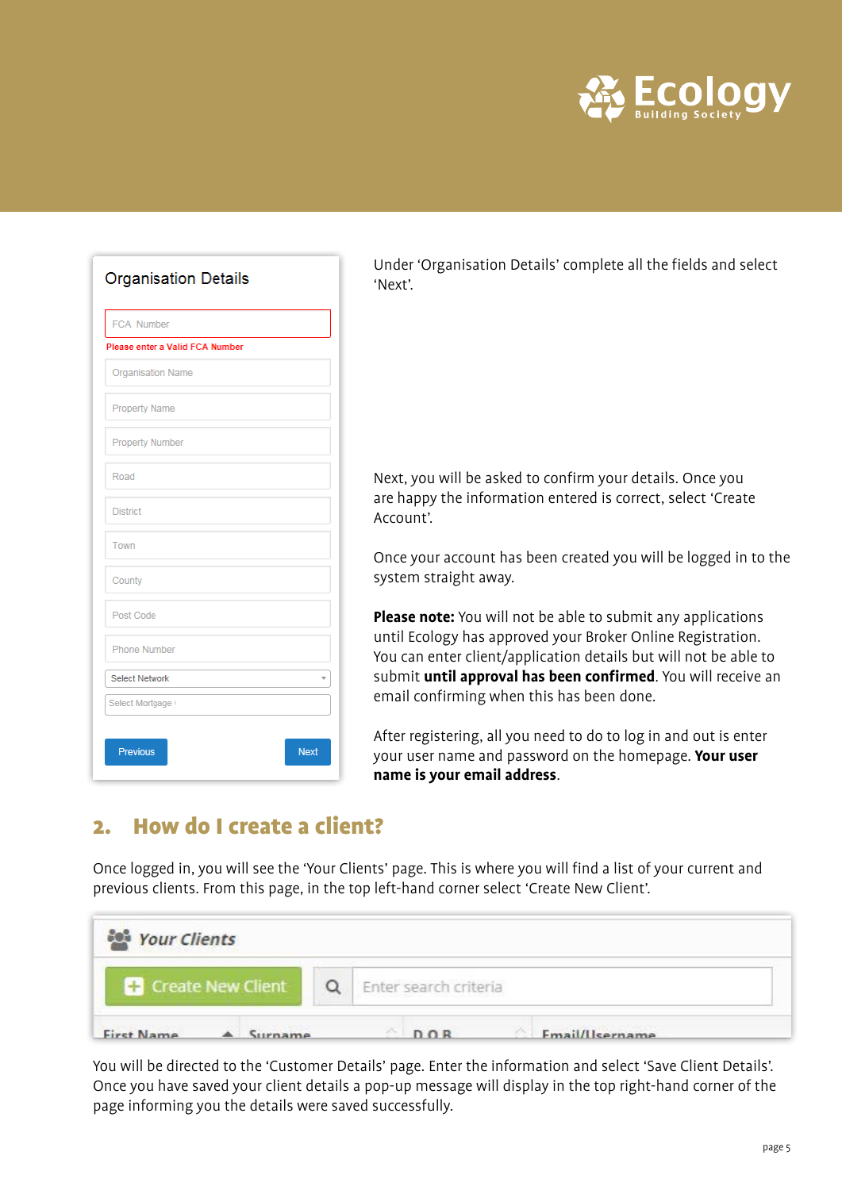Under 'Organisation Details' complete all the fields and select 'Next'.

Next, you will be asked to confirm your details. Once you are happy the information entered is correct, select 'Create Account'.

Once your account has been created you will be logged in to the system straight away.

**Please note:** You will not be able to submit any applications until Ecology has approved your Broker Online Registration. You can enter client/application details but will not be able to submit **until approval has been confirmed**. You will receive an email confirming when this has been done.

After registering, all you need to do to log in and out is enter your user name and password on the homepage. **Your user name is your email address**.

## 2. How do I create a client?

Once logged in, you will see the 'Your Clients' page. This is where you will find a list of your current and previous clients. From this page, in the top left-hand corner select 'Create New Client'.

You will be directed to the 'Customer Details' page. Enter the information and select 'Save Client Details'. Once you have saved your client details a pop-up message will display in the top right-hand corner of the page informing you the details were saved successfully.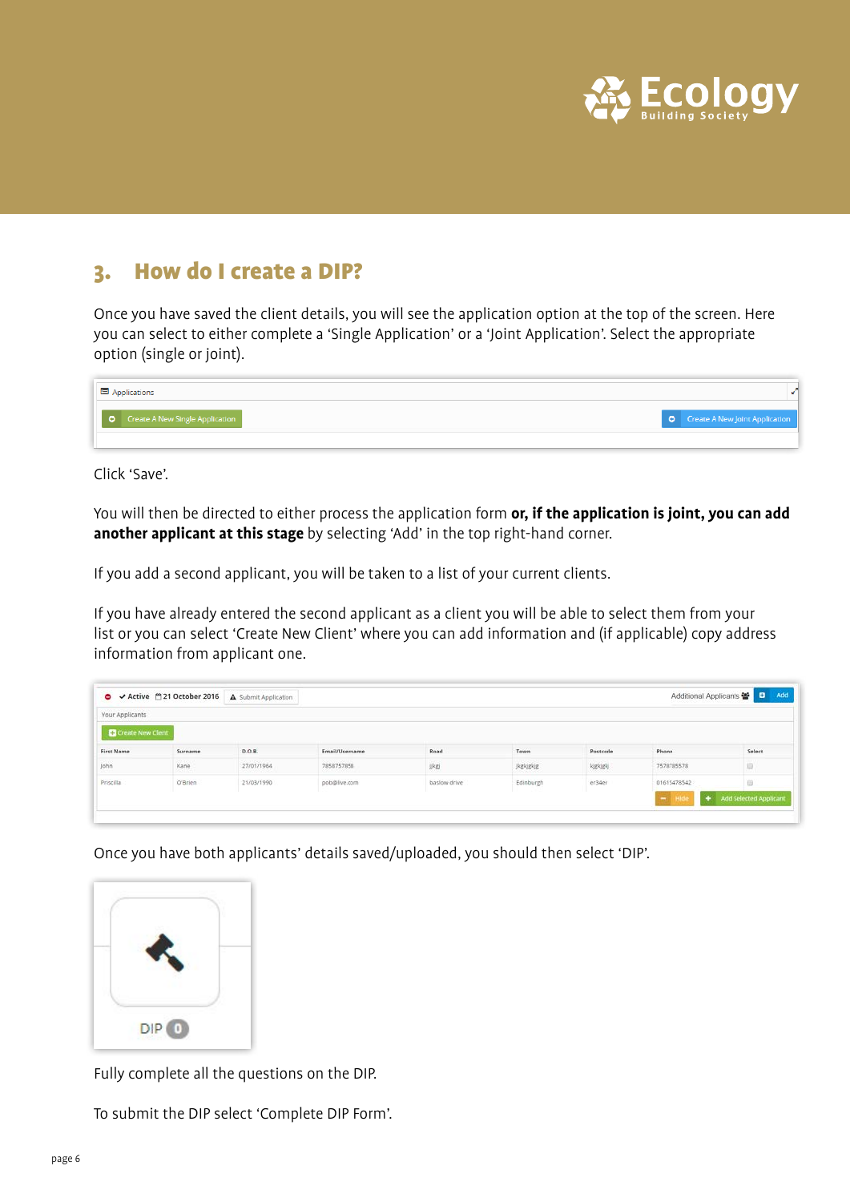## 3. How do I create a DIP?

Once you have saved the client details, you will see the application option at the top of the screen. Here you can select to either complete a 'Single Application' or a 'Joint Application'. Select the appropriate option (single or joint).

Click 'Save'.

You will then be directed to either process the application form **or, if the application is joint, you can add another applicant at this stage** by selecting 'Add' in the top right-hand corner.

If you add a second applicant, you will be taken to a list of your current clients.

If you have already entered the second applicant as a client you will be able to select them from your list or you can select 'Create New Client' where you can add information and (if applicable) copy address information from applicant one.

Once you have both applicants' details saved/uploaded, you should then select 'DIP'.

Fully complete all the questions on the DIP.

To submit the DIP select 'Complete DIP Form'.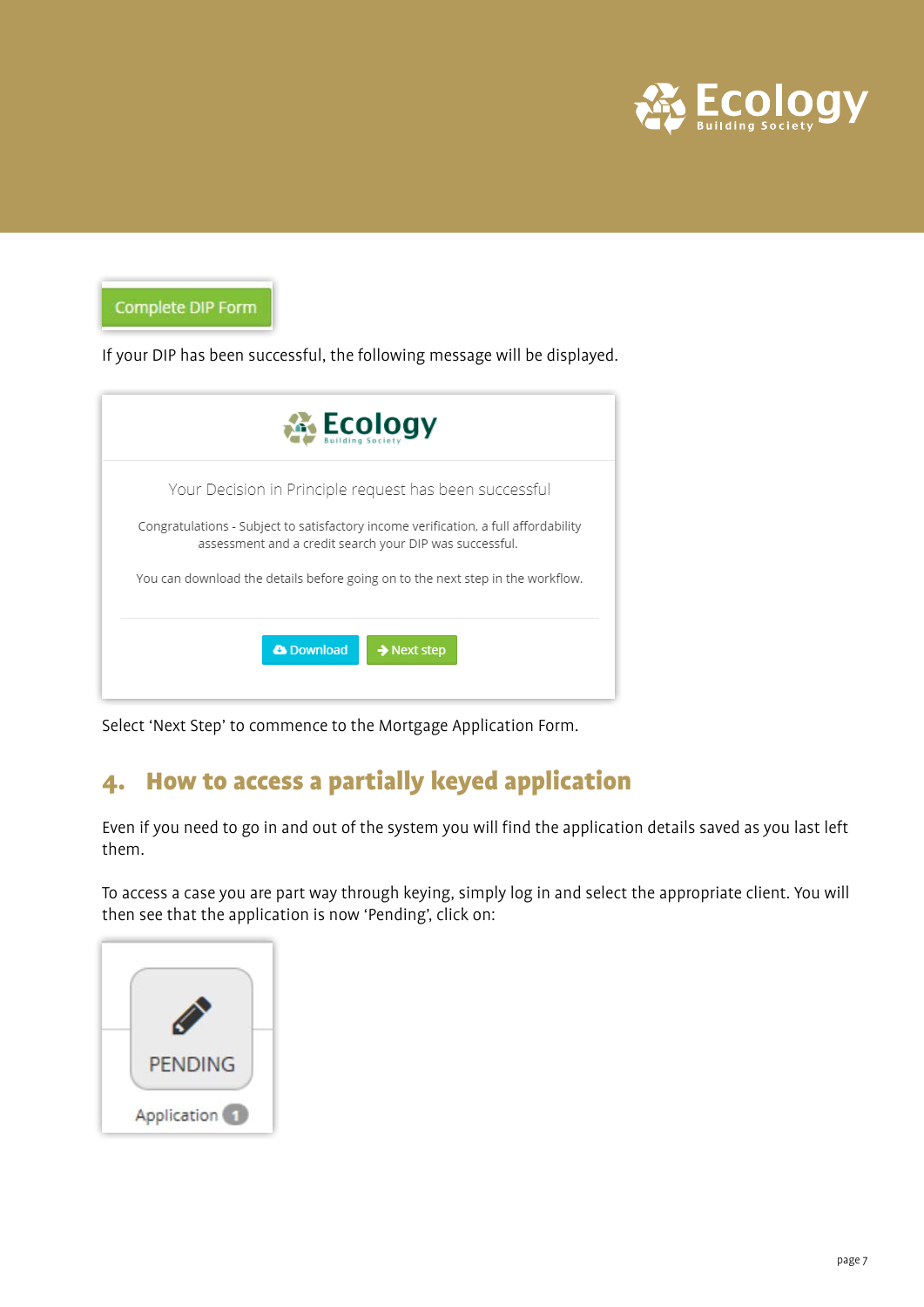Complete DIP Form

If your DIP has been successful, the following message will be displayed.

Your Decision in Principle request has been successful

Congratulations - Subject to satisfactory income verification, a full affordability assessment and a credit search your DIP was successful.

You can download the details before going on to the next step in the workflow.

Download | Next step

Select 'Next Step' to commence to the Mortgage Application Form.

## 4. How to access a partially keyed application

Even if you need to go in and out of the system you will find the application details saved as you last left them.

To access a case you are part way through keying, simply log in and select the appropriate client. You will then see that the application is now 'Pending', click on:

PENDING

Application 1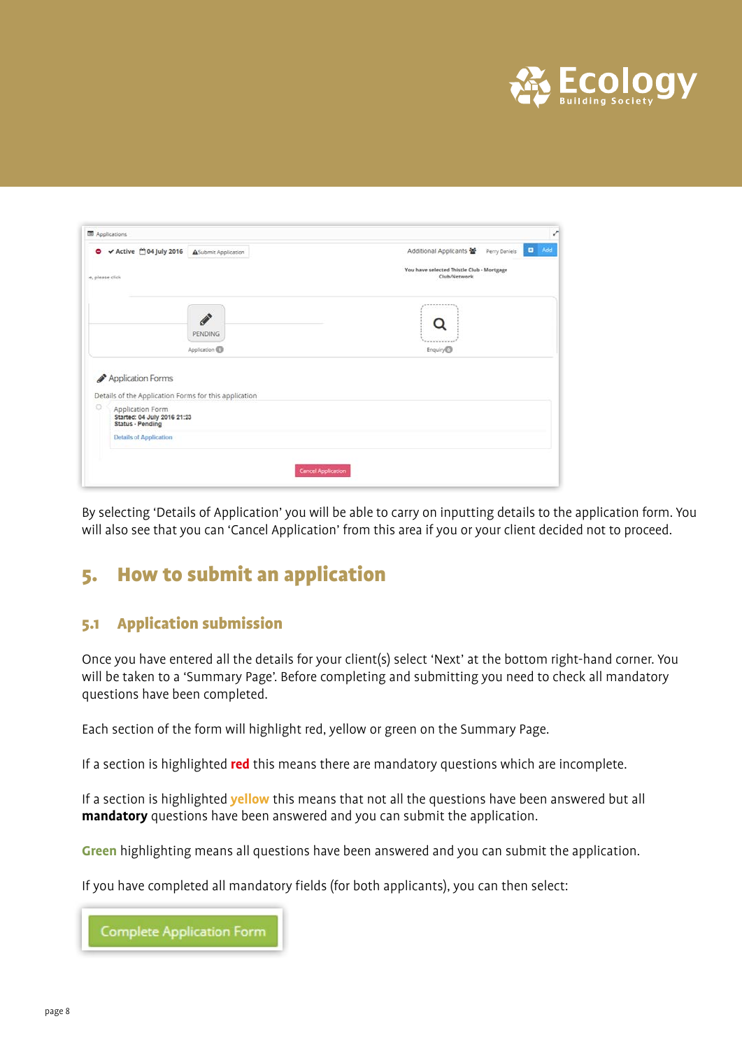By selecting 'Details of Application' you will be able to carry on inputting details to the application form. You will also see that you can 'Cancel Application' from this area if you or your client decided not to proceed.

## 5. How to submit an application

### 5.1 Application submission

Once you have entered all the details for your client(s) select 'Next' at the bottom right-hand corner. You will be taken to a 'Summary Page'. Before completing and submitting you need to check all mandatory questions have been completed.

Each section of the form will highlight red, yellow or green on the Summary Page.

If a section is highlighted **red** this means there are mandatory questions which are incomplete.

If a section is highlighted **yellow** this means that not all the questions have been answered but all **mandatory** questions have been answered and you can submit the application.

**Green** highlighting means all questions have been answered and you can submit the application.

If you have completed all mandatory fields (for both applicants), you can then select:

Complete Application Form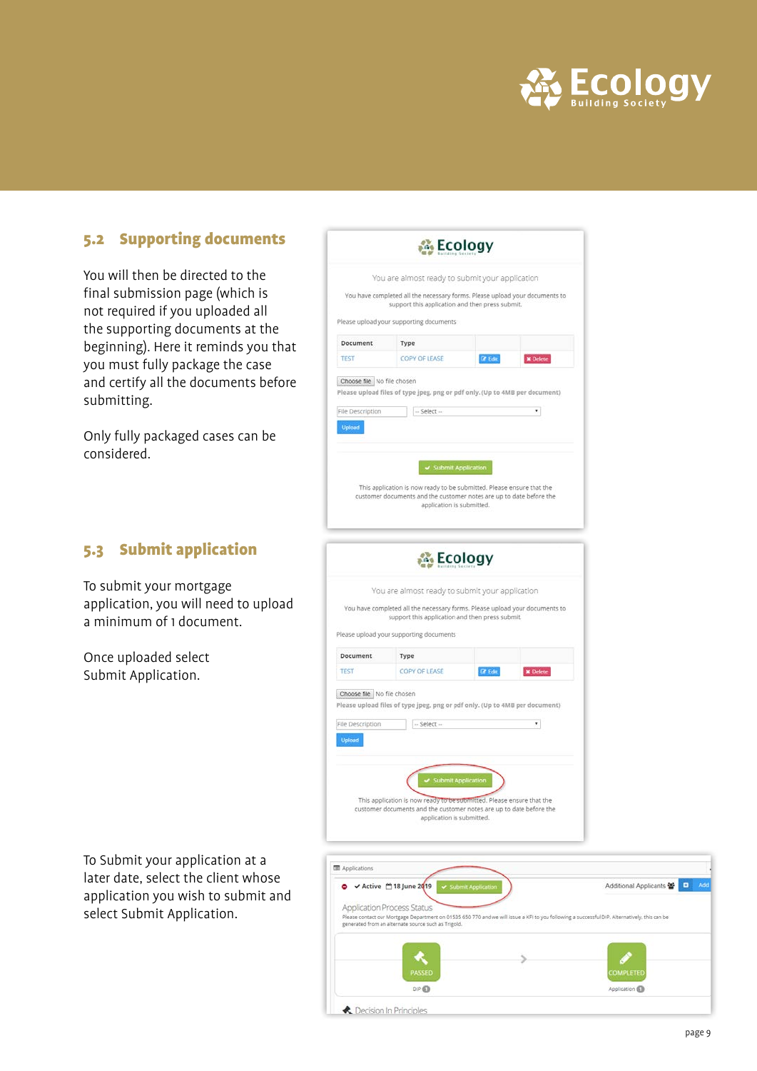## 5.2 Supporting documents

You will then be directed to the final submission page (which is not required if you uploaded all the supporting documents at the beginning). Here it reminds you that you must fully package the case and certify all the documents before submitting.

Only fully packaged cases can be considered.

## 5.3 Submit application

To submit your mortgage application, you will need to upload a minimum of 1 document.

Once uploaded select Submit Application.

To Submit your application at a later date, select the client whose application you wish to submit and select Submit Application.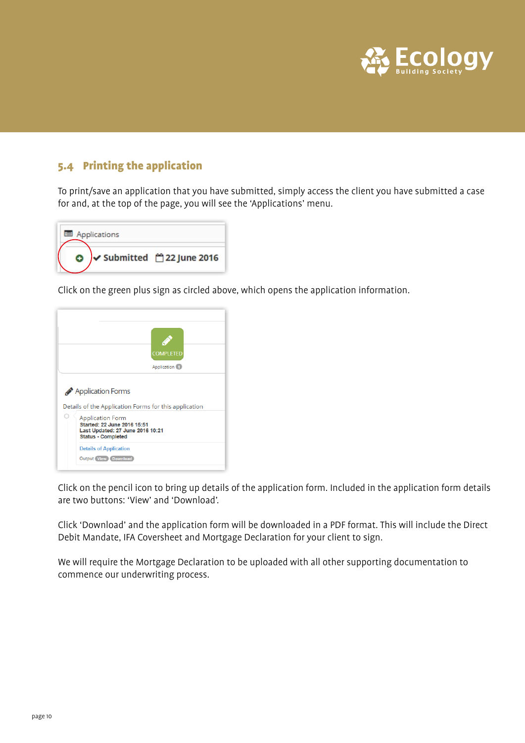## 5.4 Printing the application

To print/save an application that you have submitted, simply access the client you have submitted a case for and, at the top of the page, you will see the 'Applications' menu.

Click on the green plus sign as circled above, which opens the application information.

Click on the pencil icon to bring up details of the application form. Included in the application form details are two buttons: 'View' and 'Download'.

Click 'Download' and the application form will be downloaded in a PDF format. This will include the Direct Debit Mandate, IFA Coversheet and Mortgage Declaration for your client to sign.

We will require the Mortgage Declaration to be uploaded with all other supporting documentation to commence our underwriting process.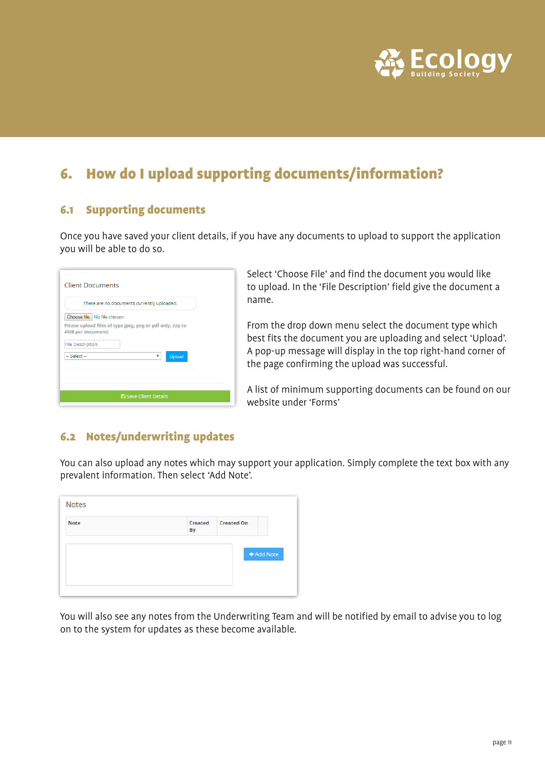## 6. How do I upload supporting documents/information?

### 6.1 Supporting documents

Once you have saved your client details, if you have any documents to upload to support the application you will be able to do so.

Select 'Choose File' and find the document you would like to upload. In the 'File Description' field give the document a name.

From the drop down menu select the document type which best fits the document you are uploading and select 'Upload'. A pop-up message will display in the top right-hand corner of the page confirming the upload was successful.

A list of minimum supporting documents can be found on our website under 'Forms'

### 6.2 Notes/underwriting updates

You can also upload any notes which may support your application. Simply complete the text box with any prevalent information. Then select 'Add Note'.

You will also see any notes from the Underwriting Team and will be notified by email to advise you to log on to the system for updates as these become available.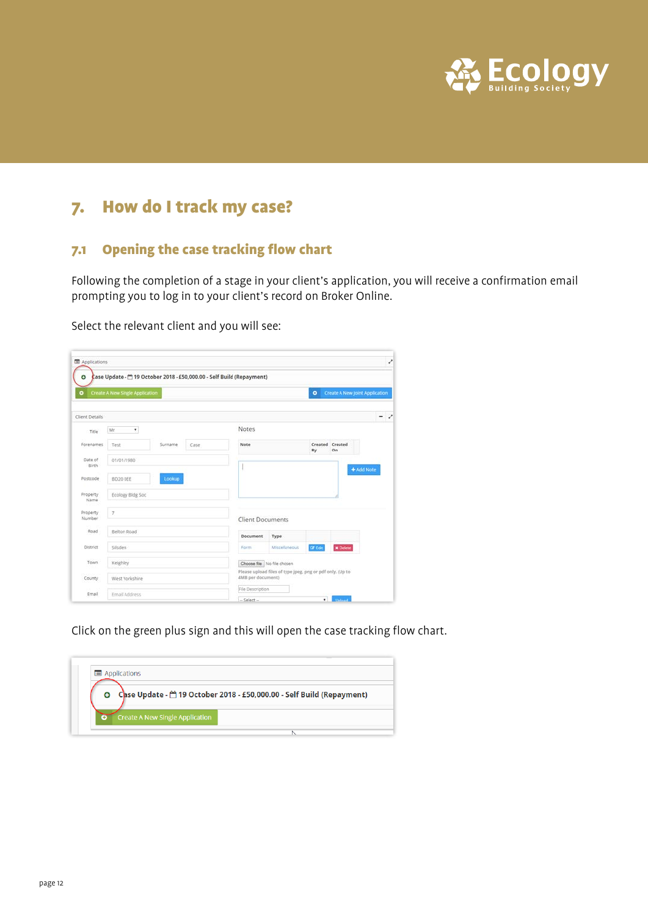# 7. How do I track my case?

## 7.1 Opening the case tracking flow chart

Following the completion of a stage in your client's application, you will receive a confirmation email prompting you to log in to your client's record on Broker Online.

Select the relevant client and you will see:

Click on the green plus sign and this will open the case tracking flow chart.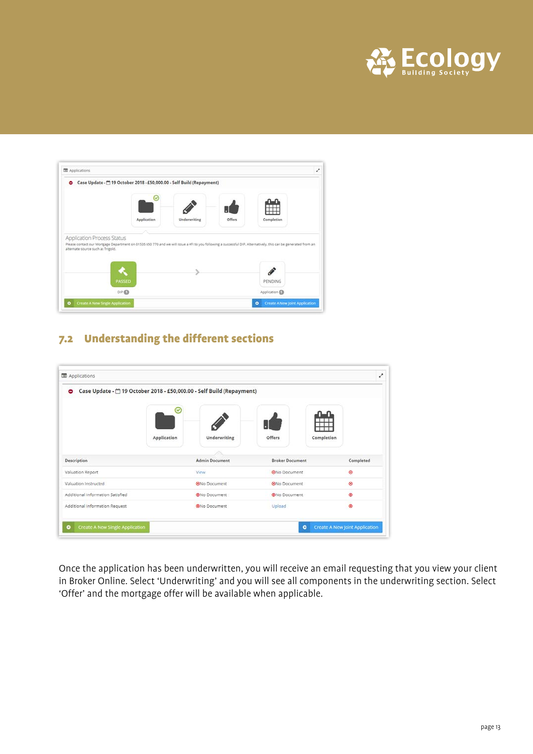## 7.2 Understanding the different sections

Once the application has been underwritten, you will receive an email requesting that you view your client in Broker Online. Select 'Underwriting' and you will see all components in the underwriting section. Select 'Offer' and the mortgage offer will be available when applicable.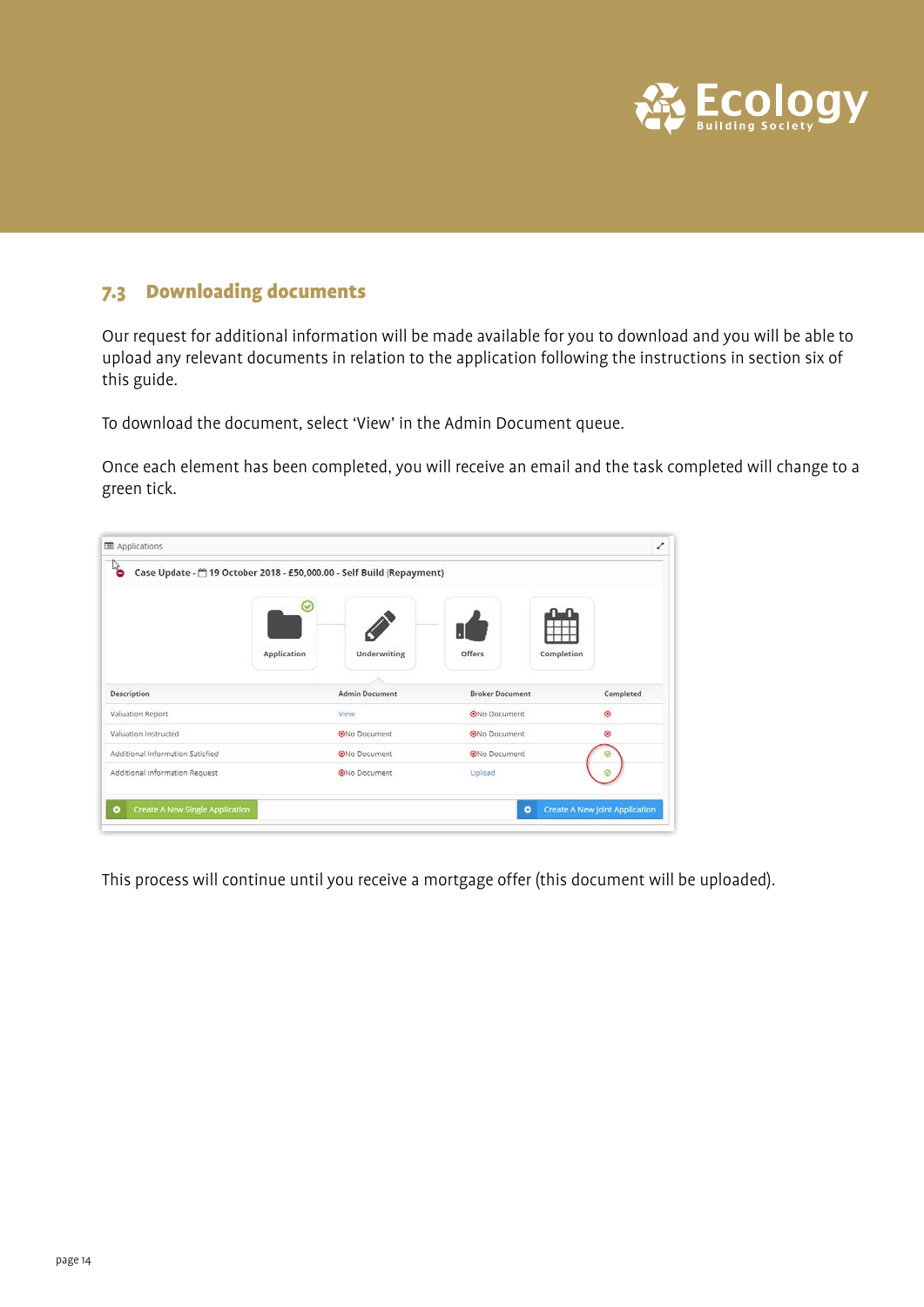## 7.3 Downloading documents

Our request for additional information will be made available for you to download and you will be able to upload any relevant documents in relation to the application following the instructions in section six of this guide.

To download the document, select 'View' in the Admin Document queue.

Once each element has been completed, you will receive an email and the task completed will change to a green tick.

Applications

Case Update - 19 October 2018 - £50,000.00 - Self Build (Repayment)

Application | Underwriting | Offers | Completion

| Description | Admin Document | Broker Document | Completed |
|---|---|---|---|
| Valuation Report | View | No Document | ⊗ |
| Valuation Instructed | No Document | No Document | ⊗ |
| Additional Information Satisfied | No Document | No Document | ✓ |
| Additional Information Request | No Document | Upload | ✓ |

Create A New Single Application | Create A New Joint Application

This process will continue until you receive a mortgage offer (this document will be uploaded).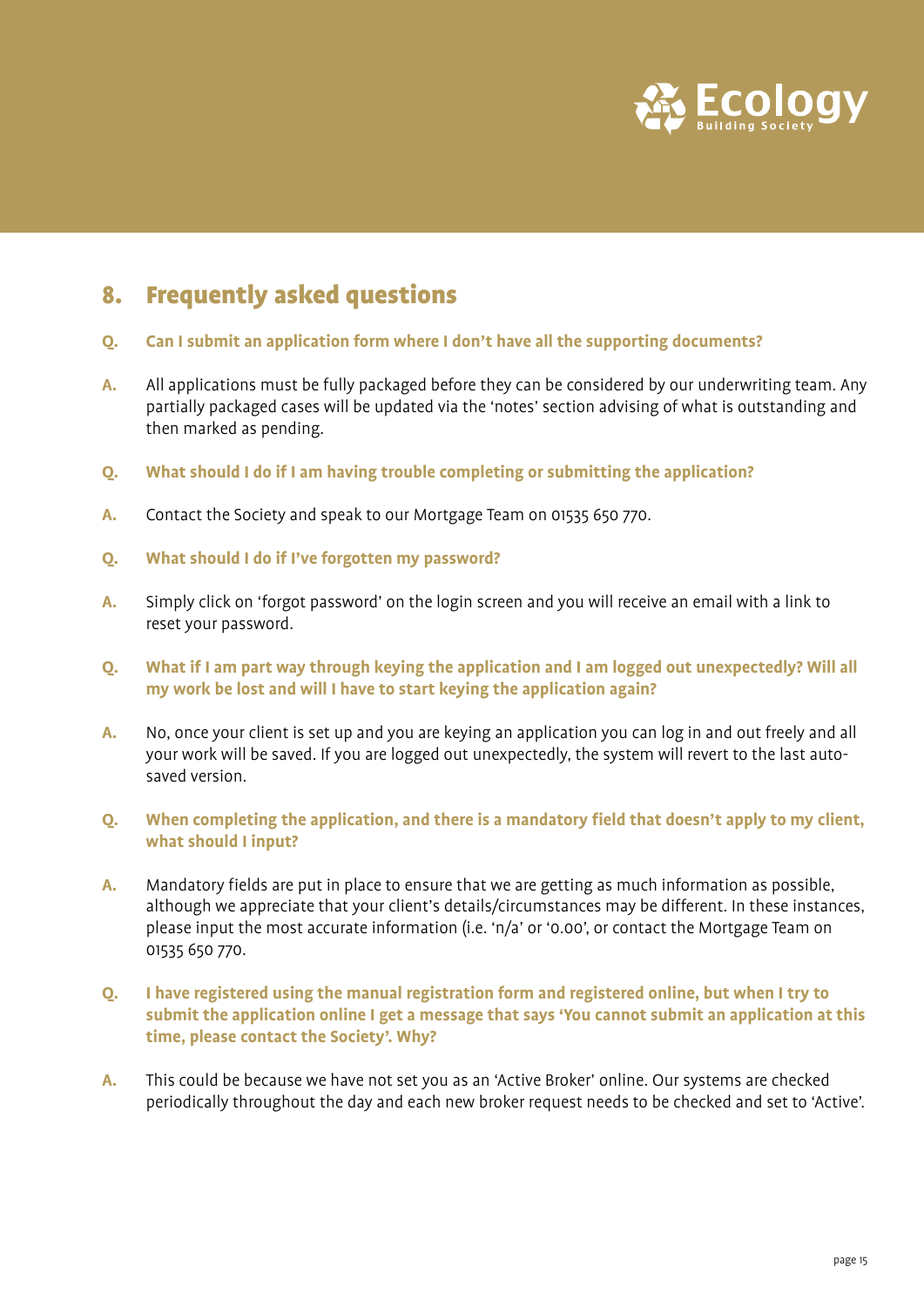## 8. Frequently asked questions

**Q. Can I submit an application form where I don't have all the supporting documents?**

**A.** All applications must be fully packaged before they can be considered by our underwriting team. Any partially packaged cases will be updated via the 'notes' section advising of what is outstanding and then marked as pending.

**Q. What should I do if I am having trouble completing or submitting the application?**

**A.** Contact the Society and speak to our Mortgage Team on 01535 650 770.

**Q. What should I do if I've forgotten my password?**

**A.** Simply click on 'forgot password' on the login screen and you will receive an email with a link to reset your password.

**Q. What if I am part way through keying the application and I am logged out unexpectedly? Will all my work be lost and will I have to start keying the application again?**

**A.** No, once your client is set up and you are keying an application you can log in and out freely and all your work will be saved. If you are logged out unexpectedly, the system will revert to the last auto-saved version.

**Q. When completing the application, and there is a mandatory field that doesn't apply to my client, what should I input?**

**A.** Mandatory fields are put in place to ensure that we are getting as much information as possible, although we appreciate that your client's details/circumstances may be different. In these instances, please input the most accurate information (i.e. 'n/a' or '0.00', or contact the Mortgage Team on 01535 650 770.

**Q. I have registered using the manual registration form and registered online, but when I try to submit the application online I get a message that says 'You cannot submit an application at this time, please contact the Society'. Why?**

**A.** This could be because we have not set you as an 'Active Broker' online. Our systems are checked periodically throughout the day and each new broker request needs to be checked and set to 'Active'.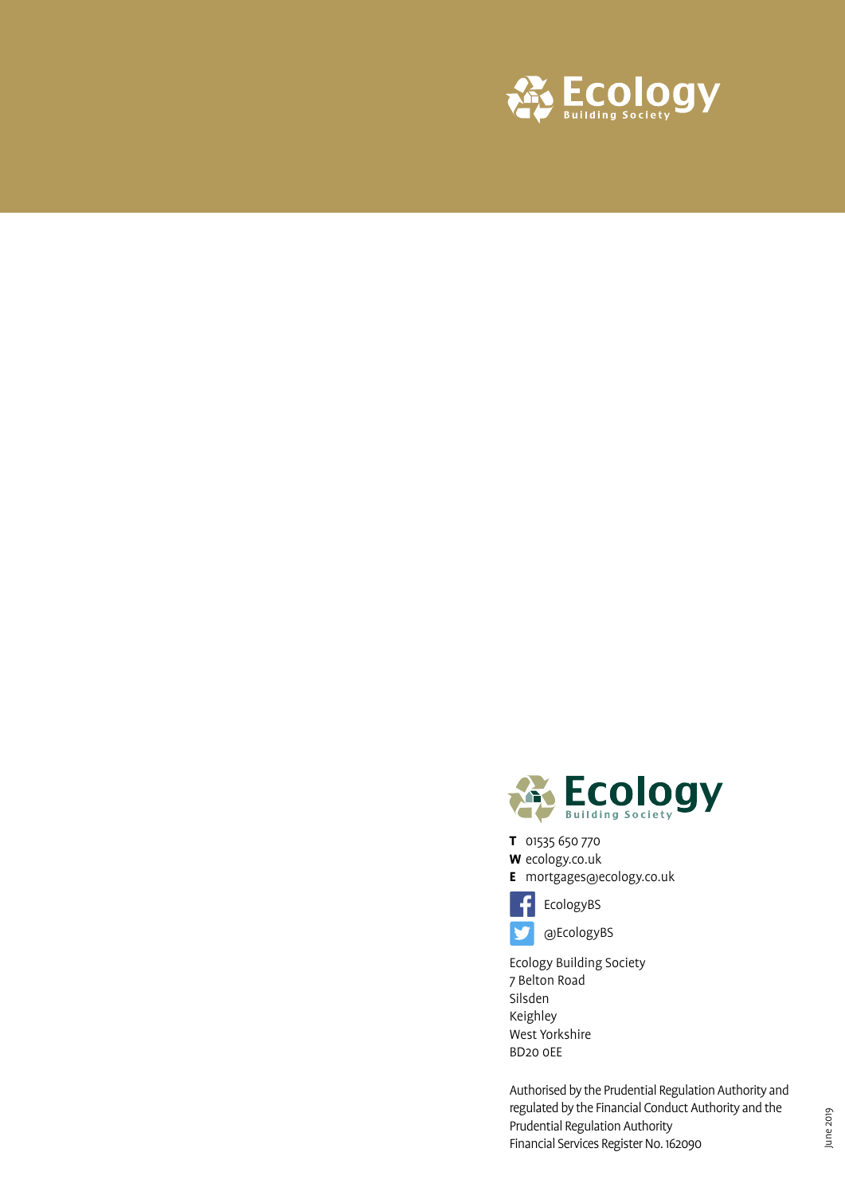Ecology Building Society

Ecology Building Society

**T** 01535 650 770
**W** ecology.co.uk
**E** mortgages@ecology.co.uk

EcologyBS

@EcologyBS

Ecology Building Society
7 Belton Road
Silsden
Keighley
West Yorkshire
BD20 0EE

Authorised by the Prudential Regulation Authority and regulated by the Financial Conduct Authority and the Prudential Regulation Authority
Financial Services Register No. 162090

June 2019